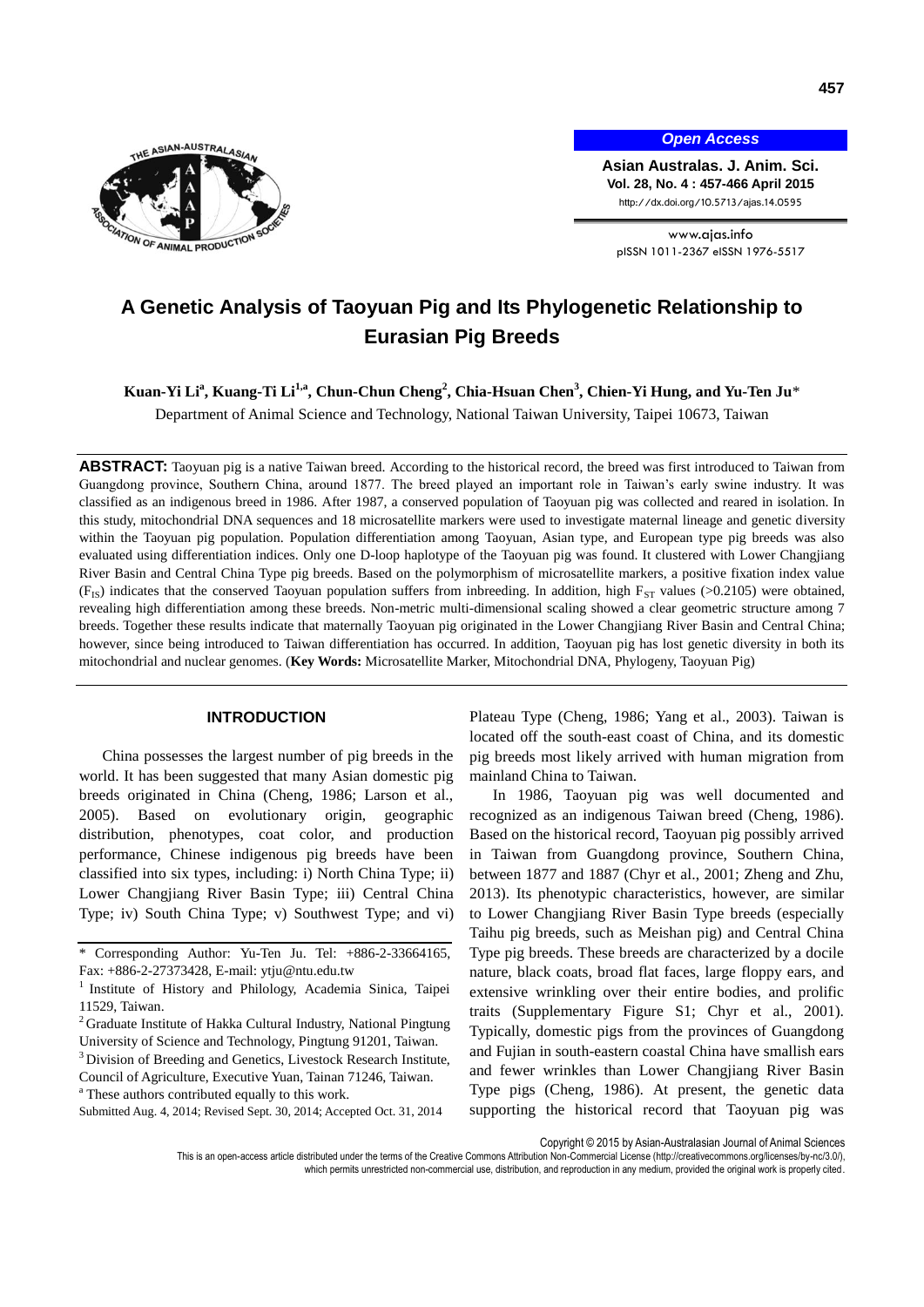# A Genetic Analysis of Taoyuan Pig and Its Phylogenetic Relationship to Eurasian Pig Breeds

**Kuan-Yi Li[a], Kuang-Ti Li[1,a], Chun-Chun Cheng[2], Chia-Hsuan Chen[3], Chien-Yi Hung, and Yu-Ten Ju***

Department of Animal Science and Technology, National Taiwan University, Taipei 10673, Taiwan

**ABSTRACT:** Taoyuan pig is a native Taiwan breed. According to the historical record, the breed was first introduced to Taiwan from Guangdong province, Southern China, around 1877. The breed played an important role in Taiwan's early swine industry. It was classified as an indigenous breed in 1986. After 1987, a conserved population of Taoyuan pig was collected and reared in isolation. In this study, mitochondrial DNA sequences and 18 microsatellite markers were used to investigate maternal lineage and genetic diversity within the Taoyuan pig population. Population differentiation among Taoyuan, Asian type, and European type pig breeds was also evaluated using differentiation indices. Only one D-loop haplotype of the Taoyuan pig was found. It clustered with Lower Changjiang River Basin and Central China Type pig breeds. Based on the polymorphism of microsatellite markers, a positive fixation index value ($F_{IS}$) indicates that the conserved Taoyuan population suffers from inbreeding. In addition, high $F_{ST}$ values (>0.2105) were obtained, revealing high differentiation among these breeds. Non-metric multi-dimensional scaling showed a clear geometric structure among 7 breeds. Together these results indicate that maternally Taoyuan pig originated in the Lower Changjiang River Basin and Central China; however, since being introduced to Taiwan differentiation has occurred. In addition, Taoyuan pig has lost genetic diversity in both its mitochondrial and nuclear genomes. (**Key Words:** Microsatellite Marker, Mitochondrial DNA, Phylogeny, Taoyuan Pig)

## INTRODUCTION

China possesses the largest number of pig breeds in the world. It has been suggested that many Asian domestic pig breeds originated in China (Cheng, 1986; Larson et al., 2005). Based on evolutionary origin, geographic distribution, phenotypes, coat color, and production performance, Chinese indigenous pig breeds have been classified into six types, including: i) North China Type; ii) Lower Changjiang River Basin Type; iii) Central China Type; iv) South China Type; v) Southwest Type; and vi) Plateau Type (Cheng, 1986; Yang et al., 2003). Taiwan is located off the south-east coast of China, and its domestic pig breeds most likely arrived with human migration from mainland China to Taiwan.

In 1986, Taoyuan pig was well documented and recognized as an indigenous Taiwan breed (Cheng, 1986). Based on the historical record, Taoyuan pig possibly arrived in Taiwan from Guangdong province, Southern China, between 1877 and 1887 (Chyr et al., 2001; Zheng and Zhu, 2013). Its phenotypic characteristics, however, are similar to Lower Changjiang River Basin Type breeds (especially Taihu pig breeds, such as Meishan pig) and Central China Type pig breeds. These breeds are characterized by a docile nature, black coats, broad flat faces, large floppy ears, and extensive wrinkling over their entire bodies, and prolific traits (Supplementary Figure S1; Chyr et al., 2001). Typically, domestic pigs from the provinces of Guangdong and Fujian in south-eastern coastal China have smallish ears and fewer wrinkles than Lower Changjiang River Basin Type pigs (Cheng, 1986). At present, the genetic data supporting the historical record that Taoyuan pig was

* Corresponding Author: Yu-Ten Ju. Tel: +886-2-33664165, Fax: +886-2-27373428, E-mail: ytju@ntu.edu.tw

[1] Institute of History and Philology, Academia Sinica, Taipei 11529, Taiwan.

[2] Graduate Institute of Hakka Cultural Industry, National Pingtung University of Science and Technology, Pingtung 91201, Taiwan.

[3] Division of Breeding and Genetics, Livestock Research Institute, Council of Agriculture, Executive Yuan, Tainan 71246, Taiwan.

[a] These authors contributed equally to this work.

Submitted Aug. 4, 2014; Revised Sept. 30, 2014; Accepted Oct. 31, 2014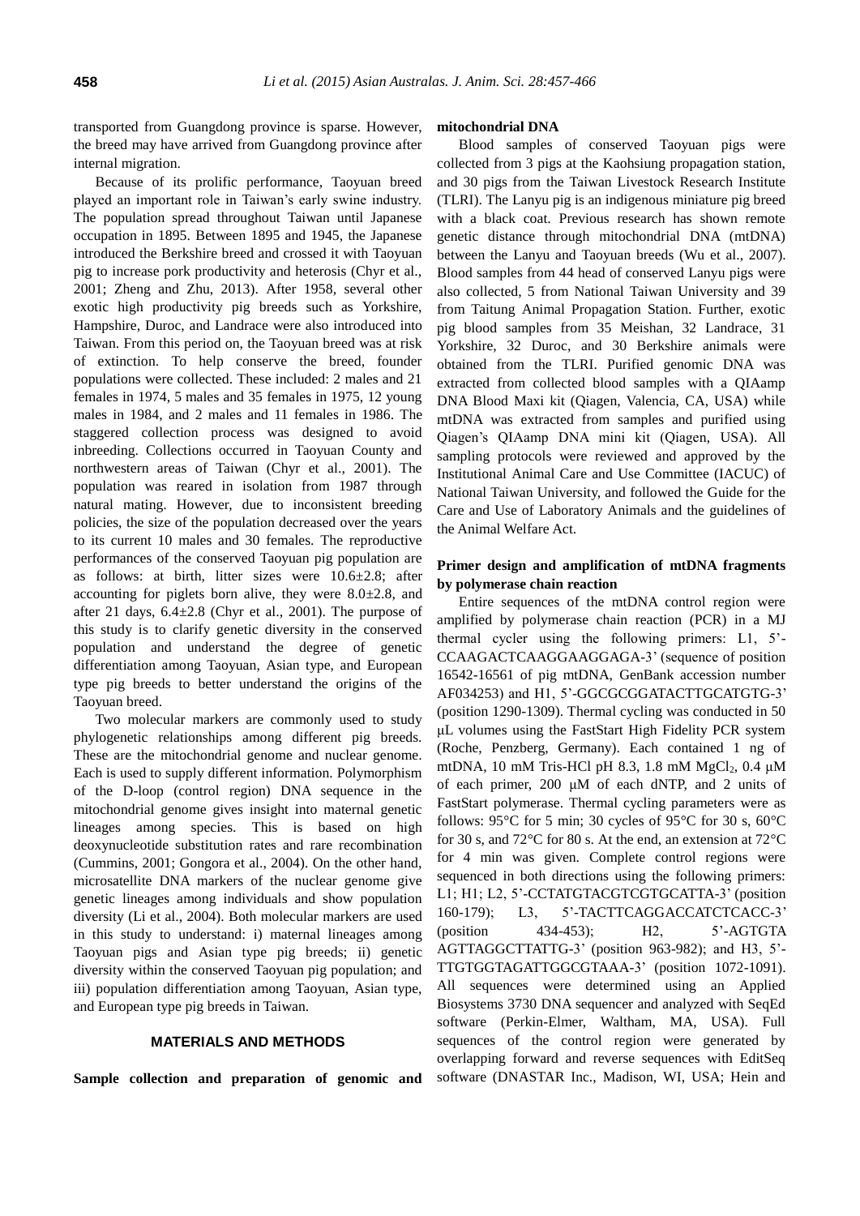transported from Guangdong province is sparse. However, the breed may have arrived from Guangdong province after internal migration.

Because of its prolific performance, Taoyuan breed played an important role in Taiwan's early swine industry. The population spread throughout Taiwan until Japanese occupation in 1895. Between 1895 and 1945, the Japanese introduced the Berkshire breed and crossed it with Taoyuan pig to increase pork productivity and heterosis (Chyr et al., 2001; Zheng and Zhu, 2013). After 1958, several other exotic high productivity pig breeds such as Yorkshire, Hampshire, Duroc, and Landrace were also introduced into Taiwan. From this period on, the Taoyuan breed was at risk of extinction. To help conserve the breed, founder populations were collected. These included: 2 males and 21 females in 1974, 5 males and 35 females in 1975, 12 young males in 1984, and 2 males and 11 females in 1986. The staggered collection process was designed to avoid inbreeding. Collections occurred in Taoyuan County and northwestern areas of Taiwan (Chyr et al., 2001). The population was reared in isolation from 1987 through natural mating. However, due to inconsistent breeding policies, the size of the population decreased over the years to its current 10 males and 30 females. The reproductive performances of the conserved Taoyuan pig population are as follows: at birth, litter sizes were 10.6±2.8; after accounting for piglets born alive, they were 8.0±2.8, and after 21 days, 6.4±2.8 (Chyr et al., 2001). The purpose of this study is to clarify genetic diversity in the conserved population and understand the degree of genetic differentiation among Taoyuan, Asian type, and European type pig breeds to better understand the origins of the Taoyuan breed.

Two molecular markers are commonly used to study phylogenetic relationships among different pig breeds. These are the mitochondrial genome and nuclear genome. Each is used to supply different information. Polymorphism of the D-loop (control region) DNA sequence in the mitochondrial genome gives insight into maternal genetic lineages among species. This is based on high deoxynucleotide substitution rates and rare recombination (Cummins, 2001; Gongora et al., 2004). On the other hand, microsatellite DNA markers of the nuclear genome give genetic lineages among individuals and show population diversity (Li et al., 2004). Both molecular markers are used in this study to understand: i) maternal lineages among Taoyuan pigs and Asian type pig breeds; ii) genetic diversity within the conserved Taoyuan pig population; and iii) population differentiation among Taoyuan, Asian type, and European type pig breeds in Taiwan.

## MATERIALS AND METHODS

### Sample collection and preparation of genomic and mitochondrial DNA

Blood samples of conserved Taoyuan pigs were collected from 3 pigs at the Kaohsiung propagation station, and 30 pigs from the Taiwan Livestock Research Institute (TLRI). The Lanyu pig is an indigenous miniature pig breed with a black coat. Previous research has shown remote genetic distance through mitochondrial DNA (mtDNA) between the Lanyu and Taoyuan breeds (Wu et al., 2007). Blood samples from 44 head of conserved Lanyu pigs were also collected, 5 from National Taiwan University and 39 from Taitung Animal Propagation Station. Further, exotic pig blood samples from 35 Meishan, 32 Landrace, 31 Yorkshire, 32 Duroc, and 30 Berkshire animals were obtained from the TLRI. Purified genomic DNA was extracted from collected blood samples with a QIAamp DNA Blood Maxi kit (Qiagen, Valencia, CA, USA) while mtDNA was extracted from samples and purified using Qiagen's QIAamp DNA mini kit (Qiagen, USA). All sampling protocols were reviewed and approved by the Institutional Animal Care and Use Committee (IACUC) of National Taiwan University, and followed the Guide for the Care and Use of Laboratory Animals and the guidelines of the Animal Welfare Act.

### Primer design and amplification of mtDNA fragments by polymerase chain reaction

Entire sequences of the mtDNA control region were amplified by polymerase chain reaction (PCR) in a MJ thermal cycler using the following primers: L1, 5'-CCAAGACTCAAGGAAGGAGA-3' (sequence of position 16542-16561 of pig mtDNA, GenBank accession number AF034253) and H1, 5'-GGCGCGGATACTTGCATGTG-3' (position 1290-1309). Thermal cycling was conducted in 50 μL volumes using the FastStart High Fidelity PCR system (Roche, Penzberg, Germany). Each contained 1 ng of mtDNA, 10 mM Tris-HCl pH 8.3, 1.8 mM $MgCl_2$, 0.4 μM of each primer, 200 μM of each dNTP, and 2 units of FastStart polymerase. Thermal cycling parameters were as follows: 95°C for 5 min; 30 cycles of 95°C for 30 s, 60°C for 30 s, and 72°C for 80 s. At the end, an extension at 72°C for 4 min was given. Complete control regions were sequenced in both directions using the following primers: L1; H1; L2, 5'-CCTATGTACGTCGTGCATTA-3' (position 160-179); L3, 5'-TACTTCAGGACCATCTCACC-3' (position 434-453); H2, 5'-AGTGTA AGTTAGGCTTATTG-3' (position 963-982); and H3, 5'-TTGTGGTAGATTGGCGTAAA-3' (position 1072-1091). All sequences were determined using an Applied Biosystems 3730 DNA sequencer and analyzed with SeqEd software (Perkin-Elmer, Waltham, MA, USA). Full sequences of the control region were generated by overlapping forward and reverse sequences with EditSeq software (DNASTAR Inc., Madison, WI, USA; Hein and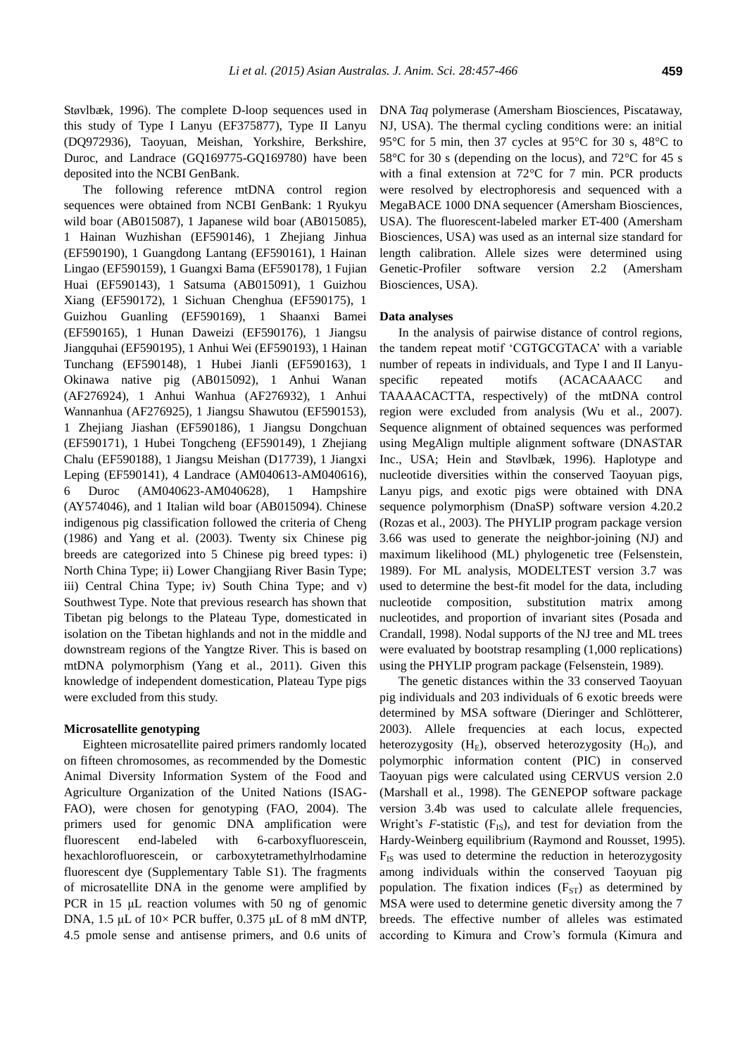Støvlbæk, 1996). The complete D-loop sequences used in this study of Type I Lanyu (EF375877), Type II Lanyu (DQ972936), Taoyuan, Meishan, Yorkshire, Berkshire, Duroc, and Landrace (GQ169775-GQ169780) have been deposited into the NCBI GenBank.

The following reference mtDNA control region sequences were obtained from NCBI GenBank: 1 Ryukyu wild boar (AB015087), 1 Japanese wild boar (AB015085), 1 Hainan Wuzhishan (EF590146), 1 Zhejiang Jinhua (EF590190), 1 Guangdong Lantang (EF590161), 1 Hainan Lingao (EF590159), 1 Guangxi Bama (EF590178), 1 Fujian Huai (EF590143), 1 Satsuma (AB015091), 1 Guizhou Xiang (EF590172), 1 Sichuan Chenghua (EF590175), 1 Guizhou Guanling (EF590169), 1 Shaanxi Bamei (EF590165), 1 Hunan Daweizi (EF590176), 1 Jiangsu Jiangquhai (EF590195), 1 Anhui Wei (EF590193), 1 Hainan Tunchang (EF590148), 1 Hubei Jianli (EF590163), 1 Okinawa native pig (AB015092), 1 Anhui Wanan (AF276924), 1 Anhui Wanhua (AF276932), 1 Anhui Wannanhua (AF276925), 1 Jiangsu Shawutou (EF590153), 1 Zhejiang Jiashan (EF590186), 1 Jiangsu Dongchuan (EF590171), 1 Hubei Tongcheng (EF590149), 1 Zhejiang Chalu (EF590188), 1 Jiangsu Meishan (D17739), 1 Jiangxi Leping (EF590141), 4 Landrace (AM040613-AM040616), 6 Duroc (AM040623-AM040628), 1 Hampshire (AY574046), and 1 Italian wild boar (AB015094). Chinese indigenous pig classification followed the criteria of Cheng (1986) and Yang et al. (2003). Twenty six Chinese pig breeds are categorized into 5 Chinese pig breed types: i) North China Type; ii) Lower Changjiang River Basin Type; iii) Central China Type; iv) South China Type; and v) Southwest Type. Note that previous research has shown that Tibetan pig belongs to the Plateau Type, domesticated in isolation on the Tibetan highlands and not in the middle and downstream regions of the Yangtze River. This is based on mtDNA polymorphism (Yang et al., 2011). Given this knowledge of independent domestication, Plateau Type pigs were excluded from this study.

#### Microsatellite genotyping

Eighteen microsatellite paired primers randomly located on fifteen chromosomes, as recommended by the Domestic Animal Diversity Information System of the Food and Agriculture Organization of the United Nations (ISAG-FAO), were chosen for genotyping (FAO, 2004). The primers used for genomic DNA amplification were fluorescent end-labeled with 6-carboxyfluorescein, hexachlorofluorescein, or carboxytetramethylrhodamine fluorescent dye (Supplementary Table S1). The fragments of microsatellite DNA in the genome were amplified by PCR in 15 μL reaction volumes with 50 ng of genomic DNA, 1.5 μL of 10× PCR buffer, 0.375 μL of 8 mM dNTP, 4.5 pmole sense and antisense primers, and 0.6 units of DNA *Taq* polymerase (Amersham Biosciences, Piscataway, NJ, USA). The thermal cycling conditions were: an initial 95°C for 5 min, then 37 cycles at 95°C for 30 s, 48°C to 58°C for 30 s (depending on the locus), and 72°C for 45 s with a final extension at 72°C for 7 min. PCR products were resolved by electrophoresis and sequenced with a MegaBACE 1000 DNA sequencer (Amersham Biosciences, USA). The fluorescent-labeled marker ET-400 (Amersham Biosciences, USA) was used as an internal size standard for length calibration. Allele sizes were determined using Genetic-Profiler software version 2.2 (Amersham Biosciences, USA).

#### Data analyses

In the analysis of pairwise distance of control regions, the tandem repeat motif 'CGTGCGTACA' with a variable number of repeats in individuals, and Type I and II Lanyu-specific repeated motifs (ACACAAACC and TAAAACACTTA, respectively) of the mtDNA control region were excluded from analysis (Wu et al., 2007). Sequence alignment of obtained sequences was performed using MegAlign multiple alignment software (DNASTAR Inc., USA; Hein and Støvlbæk, 1996). Haplotype and nucleotide diversities within the conserved Taoyuan pigs, Lanyu pigs, and exotic pigs were obtained with DNA sequence polymorphism (DnaSP) software version 4.20.2 (Rozas et al., 2003). The PHYLIP program package version 3.66 was used to generate the neighbor-joining (NJ) and maximum likelihood (ML) phylogenetic tree (Felsenstein, 1989). For ML analysis, MODELTEST version 3.7 was used to determine the best-fit model for the data, including nucleotide composition, substitution matrix among nucleotides, and proportion of invariant sites (Posada and Crandall, 1998). Nodal supports of the NJ tree and ML trees were evaluated by bootstrap resampling (1,000 replications) using the PHYLIP program package (Felsenstein, 1989).

The genetic distances within the 33 conserved Taoyuan pig individuals and 203 individuals of 6 exotic breeds were determined by MSA software (Dieringer and Schlötterer, 2003). Allele frequencies at each locus, expected heterozygosity ($H_E$), observed heterozygosity ($H_O$), and polymorphic information content (PIC) in conserved Taoyuan pigs were calculated using CERVUS version 2.0 (Marshall et al., 1998). The GENEPOP software package version 3.4b was used to calculate allele frequencies, Wright's $F$-statistic ($F_{IS}$), and test for deviation from the Hardy-Weinberg equilibrium (Raymond and Rousset, 1995). $F_{IS}$ was used to determine the reduction in heterozygosity among individuals within the conserved Taoyuan pig population. The fixation indices ($F_{ST}$) as determined by MSA were used to determine genetic diversity among the 7 breeds. The effective number of alleles was estimated according to Kimura and Crow's formula (Kimura and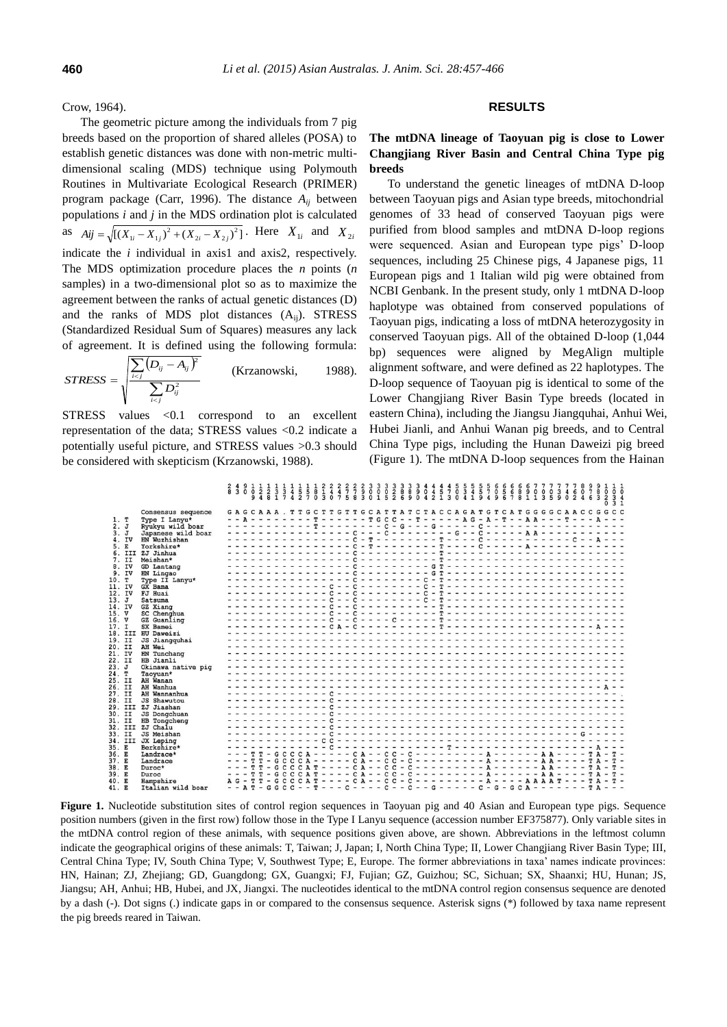Crow, 1964).

The geometric picture among the individuals from 7 pig breeds based on the proportion of shared alleles (POSA) to establish genetic distances was done with non-metric multi-dimensional scaling (MDS) technique using Polymouth Routines in Multivariate Ecological Research (PRIMER) program package (Carr, 1996). The distance $A_{ij}$ between populations *i* and *j* in the MDS ordination plot is calculated as $Aij = \sqrt{[(X_{1i} - X_{1j})^2 + (X_{2i} - X_{2j})^2]}$. Here $X_{1i}$ and $X_{2i}$ indicate the *i* individual in axis1 and axis2, respectively. The MDS optimization procedure places the *n* points (*n* samples) in a two-dimensional plot so as to maximize the agreement between the ranks of actual genetic distances (D) and the ranks of MDS plot distances ($A_{ij}$). STRESS (Standardized Residual Sum of Squares) measures any lack of agreement. It is defined using the following formula:

$$STRESS = \sqrt{\frac{\sum_{i<j}(D_{ij} - A_{ij})^2}{\sum_{i<j} D_{ij}^2}}$$ (Krzanowski, 1988).

STRESS values <0.1 correspond to an excellent representation of the data; STRESS values <0.2 indicate a potentially useful picture, and STRESS values >0.3 should be considered with skepticism (Krzanowski, 1988).

## RESULTS

### The mtDNA lineage of Taoyuan pig is close to Lower Changjiang River Basin and Central China Type pig breeds

To understand the genetic lineages of mtDNA D-loop between Taoyuan pigs and Asian type breeds, mitochondrial genomes of 33 head of conserved Taoyuan pigs were purified from blood samples and mtDNA D-loop regions were sequenced. Asian and European type pigs' D-loop sequences, including 25 Chinese pigs, 4 Japanese pigs, 11 European pigs and 1 Italian wild pig were obtained from NCBI Genbank. In the present study, only 1 mtDNA D-loop haplotype was obtained from conserved populations of Taoyuan pigs, indicating a loss of mtDNA heterozygosity in conserved Taoyuan pigs. All of the obtained D-loop (1,044 bp) sequences were aligned by MegAlign multiple alignment software, and were defined as 22 haplotypes. The D-loop sequence of Taoyuan pig is identical to some of the Lower Changjiang River Basin Type breeds (located in eastern China), including the Jiangsu Jiangquhai, Anhui Wei, Hubei Jianli, and Anhui Wanan pig breeds, and to Central China Type pigs, including the Hunan Daweizi pig breed (Figure 1). The mtDNA D-loop sequences from the Hainan

**Figure 1.** Nucleotide substitution sites of control region sequences in Taoyuan pig and 40 Asian and European type pigs. Sequence position numbers (given in the first row) follow those in the Type I Lanyu sequence (accession number EF375877). Only variable sites in the mtDNA control region of these animals, with sequence positions given above, are shown. Abbreviations in the leftmost column indicate the geographical origins of these animals: T, Taiwan; J, Japan; I, North China Type; II, Lower Changjiang River Basin Type; III, Central China Type; IV, South China Type; V, Southwest Type; E, Europe. The former abbreviations in taxa' names indicate provinces: HN, Hainan; ZJ, Zhejiang; GD, Guangdong; GX, Guangxi; FJ, Fujian; GZ, Guizhou; SC, Sichuan; SX, Shaanxi; HU, Hunan; JS, Jiangsu; AH, Anhui; HB, Hubei, and JX, Jiangxi. The nucleotides identical to the mtDNA control region consensus sequence are denoted by a dash (-). Dot signs (.) indicate gaps in or compared to the consensus sequence. Asterisk signs (*) followed by taxa name represent the pig breeds reared in Taiwan.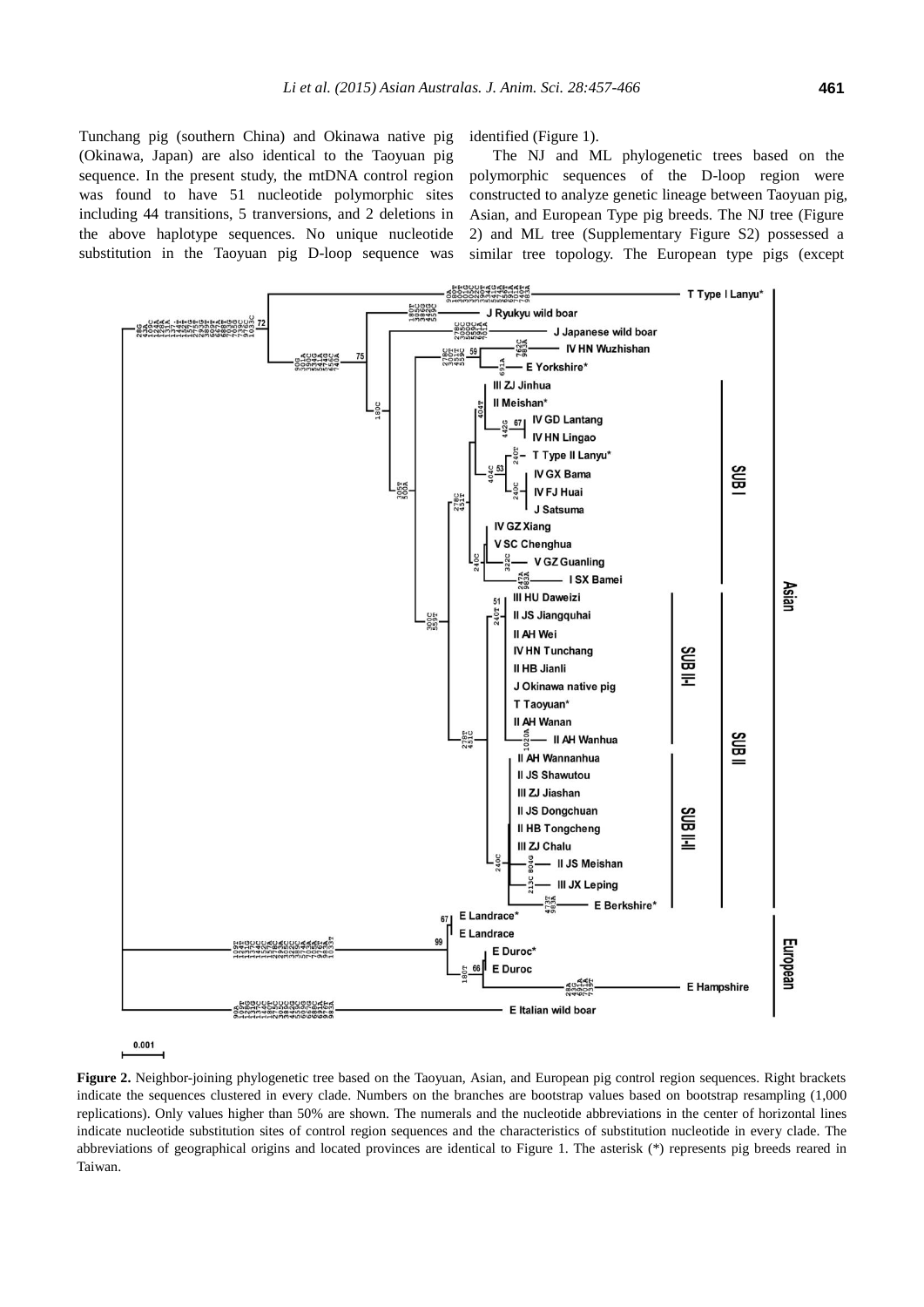Tunchang pig (southern China) and Okinawa native pig (Okinawa, Japan) are also identical to the Taoyuan pig sequence. In the present study, the mtDNA control region was found to have 51 nucleotide polymorphic sites including 44 transitions, 5 tranversions, and 2 deletions in the above haplotype sequences. No unique nucleotide substitution in the Taoyuan pig D-loop sequence was identified (Figure 1).

The NJ and ML phylogenetic trees based on the polymorphic sequences of the D-loop region were constructed to analyze genetic lineage between Taoyuan pig, Asian, and European Type pig breeds. The NJ tree (Figure 2) and ML tree (Supplementary Figure S2) possessed a similar tree topology. The European type pigs (except

**Figure 2.** Neighbor-joining phylogenetic tree based on the Taoyuan, Asian, and European pig control region sequences. Right brackets indicate the sequences clustered in every clade. Numbers on the branches are bootstrap values based on bootstrap resampling (1,000 replications). Only values higher than 50% are shown. The numerals and the nucleotide abbreviations in the center of horizontal lines indicate nucleotide substitution sites of control region sequences and the characteristics of substitution nucleotide in every clade. The abbreviations of geographical origins and located provinces are identical to Figure 1. The asterisk (*) represents pig breeds reared in Taiwan.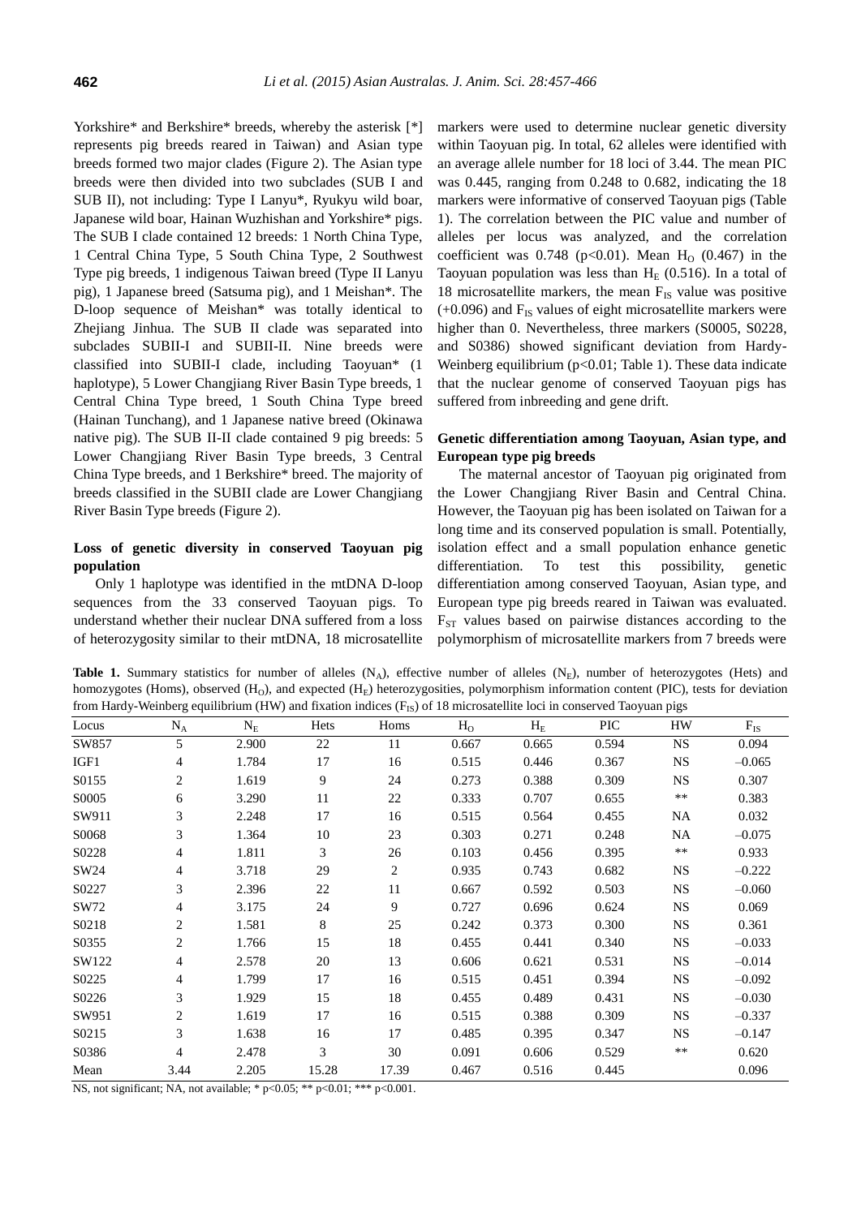Yorkshire* and Berkshire* breeds, whereby the asterisk [*] represents pig breeds reared in Taiwan) and Asian type breeds formed two major clades (Figure 2). The Asian type breeds were then divided into two subclades (SUB I and SUB II), not including: Type I Lanyu*, Ryukyu wild boar, Japanese wild boar, Hainan Wuzhishan and Yorkshire* pigs. The SUB I clade contained 12 breeds: 1 North China Type, 1 Central China Type, 5 South China Type, 2 Southwest Type pig breeds, 1 indigenous Taiwan breed (Type II Lanyu pig), 1 Japanese breed (Satsuma pig), and 1 Meishan*. The D-loop sequence of Meishan* was totally identical to Zhejiang Jinhua. The SUB II clade was separated into subclades SUBII-I and SUBII-II. Nine breeds were classified into SUBII-I clade, including Taoyuan* (1 haplotype), 5 Lower Changjiang River Basin Type breeds, 1 Central China Type breed, 1 South China Type breed (Hainan Tunchang), and 1 Japanese native breed (Okinawa native pig). The SUB II-II clade contained 9 pig breeds: 5 Lower Changjiang River Basin Type breeds, 3 Central China Type breeds, and 1 Berkshire* breed. The majority of breeds classified in the SUBII clade are Lower Changjiang River Basin Type breeds (Figure 2).

## Loss of genetic diversity in conserved Taoyuan pig population

Only 1 haplotype was identified in the mtDNA D-loop sequences from the 33 conserved Taoyuan pigs. To understand whether their nuclear DNA suffered from a loss of heterozygosity similar to their mtDNA, 18 microsatellite markers were used to determine nuclear genetic diversity within Taoyuan pig. In total, 62 alleles were identified with an average allele number for 18 loci of 3.44. The mean PIC was 0.445, ranging from 0.248 to 0.682, indicating the 18 markers were informative of conserved Taoyuan pigs (Table 1). The correlation between the PIC value and number of alleles per locus was analyzed, and the correlation coefficient was 0.748 ($p<0.01$). Mean $H_O$ (0.467) in the Taoyuan population was less than $H_E$ (0.516). In a total of 18 microsatellite markers, the mean $F_{IS}$ value was positive (+0.096) and $F_{IS}$ values of eight microsatellite markers were higher than 0. Nevertheless, three markers (S0005, S0228, and S0386) showed significant deviation from Hardy-Weinberg equilibrium ($p<0.01$; Table 1). These data indicate that the nuclear genome of conserved Taoyuan pigs has suffered from inbreeding and gene drift.

## Genetic differentiation among Taoyuan, Asian type, and European type pig breeds

The maternal ancestor of Taoyuan pig originated from the Lower Changjiang River Basin and Central China. However, the Taoyuan pig has been isolated on Taiwan for a long time and its conserved population is small. Potentially, isolation effect and a small population enhance genetic differentiation. To test this possibility, genetic differentiation among conserved Taoyuan, Asian type, and European type pig breeds reared in Taiwan was evaluated. $F_{ST}$ values based on pairwise distances according to the polymorphism of microsatellite markers from 7 breeds were

**Table 1.** Summary statistics for number of alleles ($N_A$), effective number of alleles ($N_E$), number of heterozygotes (Hets) and homozygotes (Homs), observed ($H_O$), and expected ($H_E$) heterozygosities, polymorphism information content (PIC), tests for deviation from Hardy-Weinberg equilibrium (HW) and fixation indices ($F_{IS}$) of 18 microsatellite loci in conserved Taoyuan pigs

| Locus | $N_A$ | $N_E$ | Hets | Homs | $H_O$ | $H_E$ | PIC | HW | $F_{IS}$ |
|---|---|---|---|---|---|---|---|---|---|
| SW857 | 5 | 2.900 | 22 | 11 | 0.667 | 0.665 | 0.594 | NS | 0.094 |
| IGF1 | 4 | 1.784 | 17 | 16 | 0.515 | 0.446 | 0.367 | NS | –0.065 |
| S0155 | 2 | 1.619 | 9 | 24 | 0.273 | 0.388 | 0.309 | NS | 0.307 |
| S0005 | 6 | 3.290 | 11 | 22 | 0.333 | 0.707 | 0.655 | ** | 0.383 |
| SW911 | 3 | 2.248 | 17 | 16 | 0.515 | 0.564 | 0.455 | NA | 0.032 |
| S0068 | 3 | 1.364 | 10 | 23 | 0.303 | 0.271 | 0.248 | NA | –0.075 |
| S0228 | 4 | 1.811 | 3 | 26 | 0.103 | 0.456 | 0.395 | ** | 0.933 |
| SW24 | 4 | 3.718 | 29 | 2 | 0.935 | 0.743 | 0.682 | NS | –0.222 |
| S0227 | 3 | 2.396 | 22 | 11 | 0.667 | 0.592 | 0.503 | NS | –0.060 |
| SW72 | 4 | 3.175 | 24 | 9 | 0.727 | 0.696 | 0.624 | NS | 0.069 |
| S0218 | 2 | 1.581 | 8 | 25 | 0.242 | 0.373 | 0.300 | NS | 0.361 |
| S0355 | 2 | 1.766 | 15 | 18 | 0.455 | 0.441 | 0.340 | NS | –0.033 |
| SW122 | 4 | 2.578 | 20 | 13 | 0.606 | 0.621 | 0.531 | NS | –0.014 |
| S0225 | 4 | 1.799 | 17 | 16 | 0.515 | 0.451 | 0.394 | NS | –0.092 |
| S0226 | 3 | 1.929 | 15 | 18 | 0.455 | 0.489 | 0.431 | NS | –0.030 |
| SW951 | 2 | 1.619 | 17 | 16 | 0.515 | 0.388 | 0.309 | NS | –0.337 |
| S0215 | 3 | 1.638 | 16 | 17 | 0.485 | 0.395 | 0.347 | NS | –0.147 |
| S0386 | 4 | 2.478 | 3 | 30 | 0.091 | 0.606 | 0.529 | ** | 0.620 |
| Mean | 3.44 | 2.205 | 15.28 | 17.39 | 0.467 | 0.516 | 0.445 | | 0.096 |

NS, not significant; NA, not available; * $p<0.05$; ** $p<0.01$; *** $p<0.001$.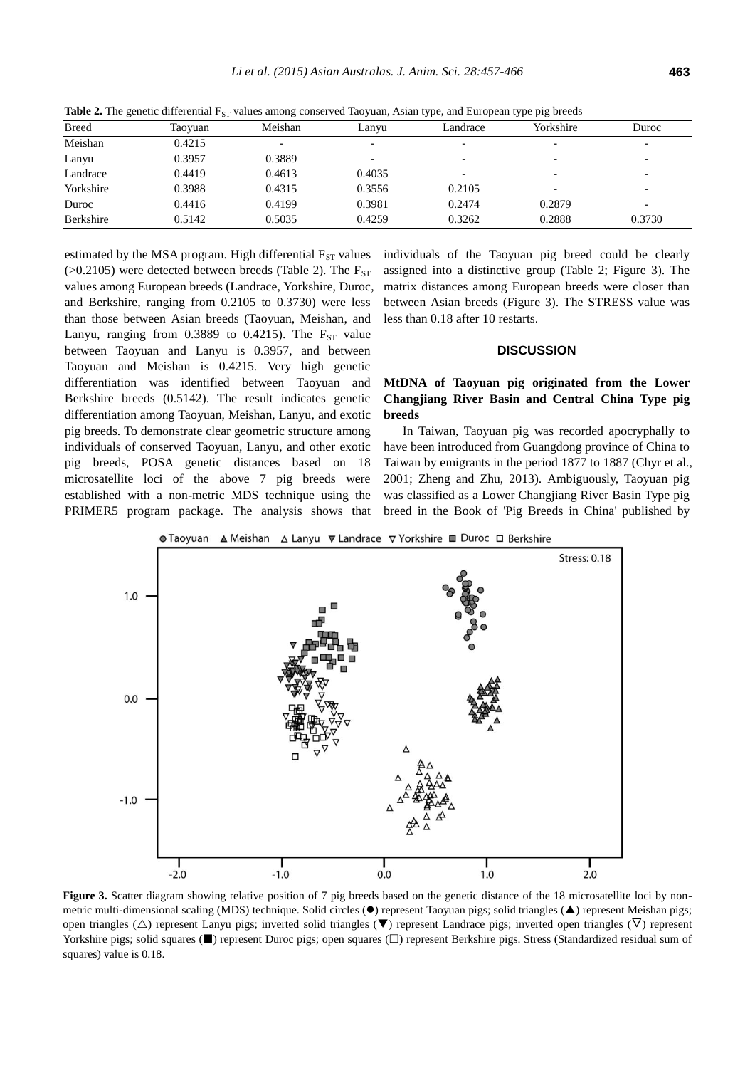**Table 2.** The genetic differential $F_{ST}$ values among conserved Taoyuan, Asian type, and European type pig breeds

| Breed | Taoyuan | Meishan | Lanyu | Landrace | Yorkshire | Duroc |
|---|---|---|---|---|---|---|
| Meishan | 0.4215 | - | - | - | - | - |
| Lanyu | 0.3957 | 0.3889 | - | - | - | - |
| Landrace | 0.4419 | 0.4613 | 0.4035 | - | - | - |
| Yorkshire | 0.3988 | 0.4315 | 0.3556 | 0.2105 | - | - |
| Duroc | 0.4416 | 0.4199 | 0.3981 | 0.2474 | 0.2879 | - |
| Berkshire | 0.5142 | 0.5035 | 0.4259 | 0.3262 | 0.2888 | 0.3730 |

estimated by the MSA program. High differential $F_{ST}$ values (>0.2105) were detected between breeds (Table 2). The $F_{ST}$ values among European breeds (Landrace, Yorkshire, Duroc, and Berkshire, ranging from 0.2105 to 0.3730) were less than those between Asian breeds (Taoyuan, Meishan, and Lanyu, ranging from 0.3889 to 0.4215). The $F_{ST}$ value between Taoyuan and Lanyu is 0.3957, and between Taoyuan and Meishan is 0.4215. Very high genetic differentiation was identified between Taoyuan and Berkshire breeds (0.5142). The result indicates genetic differentiation among Taoyuan, Meishan, Lanyu, and exotic pig breeds. To demonstrate clear geometric structure among individuals of conserved Taoyuan, Lanyu, and other exotic pig breeds, POSA genetic distances based on 18 microsatellite loci of the above 7 pig breeds were established with a non-metric MDS technique using the PRIMER5 program package. The analysis shows that individuals of the Taoyuan pig breed could be clearly assigned into a distinctive group (Table 2; Figure 3). The matrix distances among European breeds were closer than between Asian breeds (Figure 3). The STRESS value was less than 0.18 after 10 restarts.

## DISCUSSION

### MtDNA of Taoyuan pig originated from the Lower Changjiang River Basin and Central China Type pig breeds

In Taiwan, Taoyuan pig was recorded apocryphally to have been introduced from Guangdong province of China to Taiwan by emigrants in the period 1877 to 1887 (Chyr et al., 2001; Zheng and Zhu, 2013). Ambiguously, Taoyuan pig was classified as a Lower Changjiang River Basin Type pig breed in the Book of 'Pig Breeds in China' published by

**Figure 3.** Scatter diagram showing relative position of 7 pig breeds based on the genetic distance of the 18 microsatellite loci by non-metric multi-dimensional scaling (MDS) technique. Solid circles (●) represent Taoyuan pigs; solid triangles (▲) represent Meishan pigs; open triangles (△) represent Lanyu pigs; inverted solid triangles (▼) represent Landrace pigs; inverted open triangles (▽) represent Yorkshire pigs; solid squares (■) represent Duroc pigs; open squares (□) represent Berkshire pigs. Stress (Standardized residual sum of squares) value is 0.18.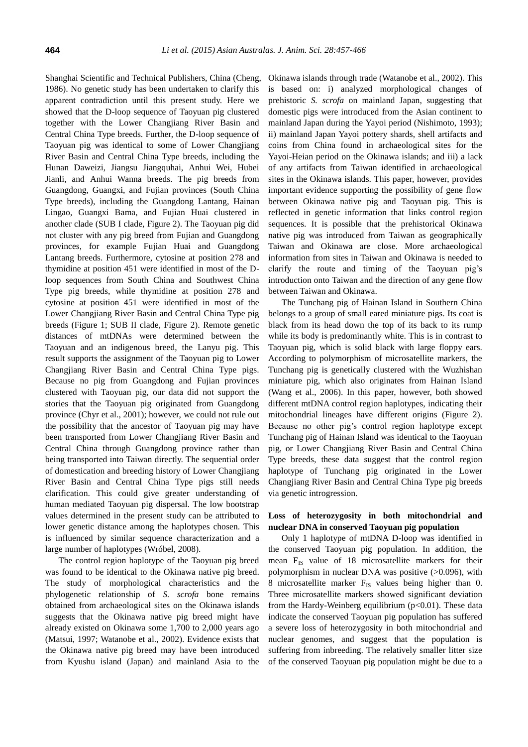Shanghai Scientific and Technical Publishers, China (Cheng, 1986). No genetic study has been undertaken to clarify this apparent contradiction until this present study. Here we showed that the D-loop sequence of Taoyuan pig clustered together with the Lower Changjiang River Basin and Central China Type breeds. Further, the D-loop sequence of Taoyuan pig was identical to some of Lower Changjiang River Basin and Central China Type breeds, including the Hunan Daweizi, Jiangsu Jiangquhai, Anhui Wei, Hubei Jianli, and Anhui Wanna breeds. The pig breeds from Guangdong, Guangxi, and Fujian provinces (South China Type breeds), including the Guangdong Lantang, Hainan Lingao, Guangxi Bama, and Fujian Huai clustered in another clade (SUB I clade, Figure 2). The Taoyuan pig did not cluster with any pig breed from Fujian and Guangdong provinces, for example Fujian Huai and Guangdong Lantang breeds. Furthermore, cytosine at position 278 and thymidine at position 451 were identified in most of the D-loop sequences from South China and Southwest China Type pig breeds, while thymidine at position 278 and cytosine at position 451 were identified in most of the Lower Changjiang River Basin and Central China Type pig breeds (Figure 1; SUB II clade, Figure 2). Remote genetic distances of mtDNAs were determined between the Taoyuan and an indigenous breed, the Lanyu pig. This result supports the assignment of the Taoyuan pig to Lower Changjiang River Basin and Central China Type pigs. Because no pig from Guangdong and Fujian provinces clustered with Taoyuan pig, our data did not support the stories that the Taoyuan pig originated from Guangdong province (Chyr et al., 2001); however, we could not rule out the possibility that the ancestor of Taoyuan pig may have been transported from Lower Changjiang River Basin and Central China through Guangdong province rather than being transported into Taiwan directly. The sequential order of domestication and breeding history of Lower Changjiang River Basin and Central China Type pigs still needs clarification. This could give greater understanding of human mediated Taoyuan pig dispersal. The low bootstrap values determined in the present study can be attributed to lower genetic distance among the haplotypes chosen. This is influenced by similar sequence characterization and a large number of haplotypes (Wróbel, 2008).

The control region haplotype of the Taoyuan pig breed was found to be identical to the Okinawa native pig breed. The study of morphological characteristics and the phylogenetic relationship of *S. scrofa* bone remains obtained from archaeological sites on the Okinawa islands suggests that the Okinawa native pig breed might have already existed on Okinawa some 1,700 to 2,000 years ago (Matsui, 1997; Watanobe et al., 2002). Evidence exists that the Okinawa native pig breed may have been introduced from Kyushu island (Japan) and mainland Asia to the Okinawa islands through trade (Watanobe et al., 2002). This is based on: i) analyzed morphological changes of prehistoric *S. scrofa* on mainland Japan, suggesting that domestic pigs were introduced from the Asian continent to mainland Japan during the Yayoi period (Nishimoto, 1993); ii) mainland Japan Yayoi pottery shards, shell artifacts and coins from China found in archaeological sites for the Yayoi-Heian period on the Okinawa islands; and iii) a lack of any artifacts from Taiwan identified in archaeological sites in the Okinawa islands. This paper, however, provides important evidence supporting the possibility of gene flow between Okinawa native pig and Taoyuan pig. This is reflected in genetic information that links control region sequences. It is possible that the prehistorical Okinawa native pig was introduced from Taiwan as geographically Taiwan and Okinawa are close. More archaeological information from sites in Taiwan and Okinawa is needed to clarify the route and timing of the Taoyuan pig's introduction onto Taiwan and the direction of any gene flow between Taiwan and Okinawa.

The Tunchang pig of Hainan Island in Southern China belongs to a group of small eared miniature pigs. Its coat is black from its head down the top of its back to its rump while its body is predominantly white. This is in contrast to Taoyuan pig, which is solid black with large floppy ears. According to polymorphism of microsatellite markers, the Tunchang pig is genetically clustered with the Wuzhishan miniature pig, which also originates from Hainan Island (Wang et al., 2006). In this paper, however, both showed different mtDNA control region haplotypes, indicating their mitochondrial lineages have different origins (Figure 2). Because no other pig's control region haplotype except Tunchang pig of Hainan Island was identical to the Taoyuan pig, or Lower Changjiang River Basin and Central China Type breeds, these data suggest that the control region haplotype of Tunchang pig originated in the Lower Changjiang River Basin and Central China Type pig breeds via genetic introgression.

**Loss of heterozygosity in both mitochondrial and nuclear DNA in conserved Taoyuan pig population**

Only 1 haplotype of mtDNA D-loop was identified in the conserved Taoyuan pig population. In addition, the mean $F_{IS}$ value of 18 microsatellite markers for their polymorphism in nuclear DNA was positive (>0.096), with 8 microsatellite marker $F_{IS}$ values being higher than 0. Three microsatellite markers showed significant deviation from the Hardy-Weinberg equilibrium ($p<0.01$). These data indicate the conserved Taoyuan pig population has suffered a severe loss of heterozygosity in both mitochondrial and nuclear genomes, and suggest that the population is suffering from inbreeding. The relatively smaller litter size of the conserved Taoyuan pig population might be due to a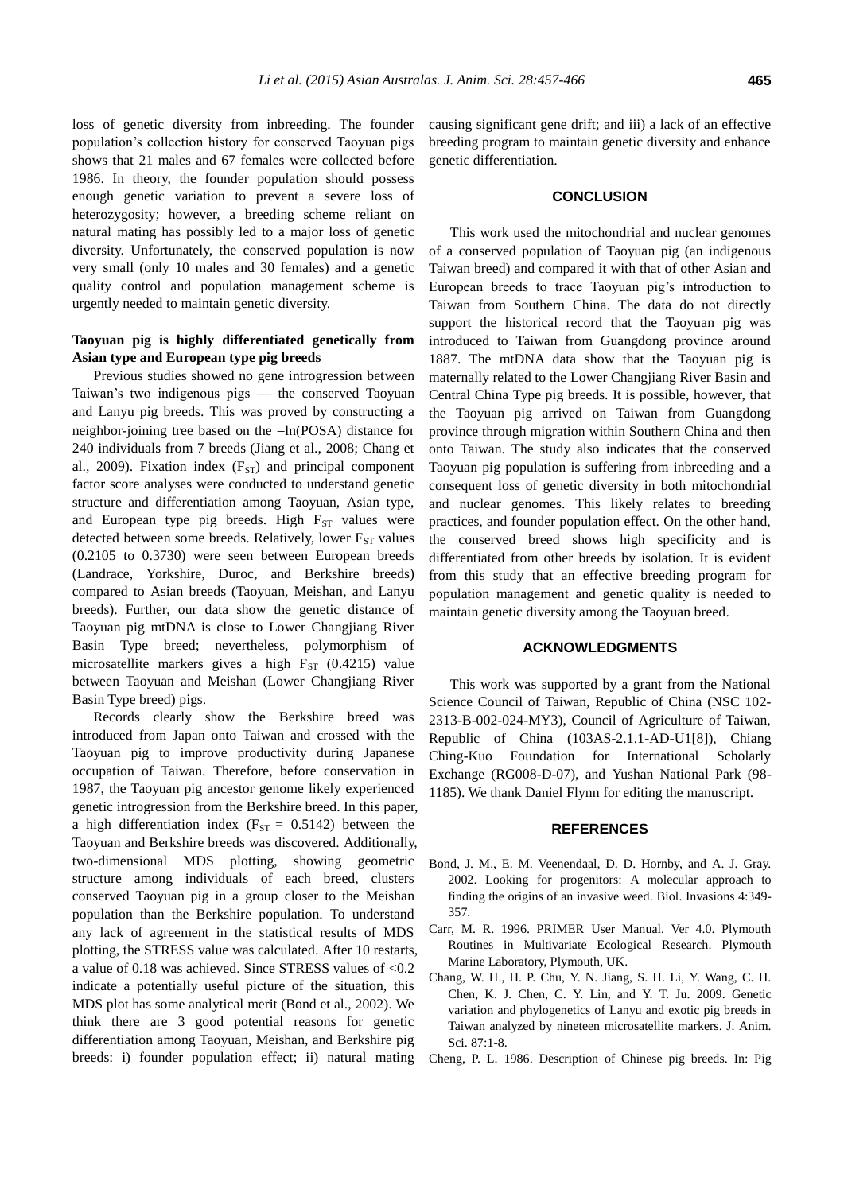loss of genetic diversity from inbreeding. The founder population's collection history for conserved Taoyuan pigs shows that 21 males and 67 females were collected before 1986. In theory, the founder population should possess enough genetic variation to prevent a severe loss of heterozygosity; however, a breeding scheme reliant on natural mating has possibly led to a major loss of genetic diversity. Unfortunately, the conserved population is now very small (only 10 males and 30 females) and a genetic quality control and population management scheme is urgently needed to maintain genetic diversity.

### Taoyuan pig is highly differentiated genetically from Asian type and European type pig breeds

Previous studies showed no gene introgression between Taiwan's two indigenous pigs — the conserved Taoyuan and Lanyu pig breeds. This was proved by constructing a neighbor-joining tree based on the –ln(POSA) distance for 240 individuals from 7 breeds (Jiang et al., 2008; Chang et al., 2009). Fixation index ($F_{ST}$) and principal component factor score analyses were conducted to understand genetic structure and differentiation among Taoyuan, Asian type, and European type pig breeds. High $F_{ST}$ values were detected between some breeds. Relatively, lower $F_{ST}$ values (0.2105 to 0.3730) were seen between European breeds (Landrace, Yorkshire, Duroc, and Berkshire breeds) compared to Asian breeds (Taoyuan, Meishan, and Lanyu breeds). Further, our data show the genetic distance of Taoyuan pig mtDNA is close to Lower Changjiang River Basin Type breed; nevertheless, polymorphism of microsatellite markers gives a high $F_{ST}$ (0.4215) value between Taoyuan and Meishan (Lower Changjiang River Basin Type breed) pigs.

Records clearly show the Berkshire breed was introduced from Japan onto Taiwan and crossed with the Taoyuan pig to improve productivity during Japanese occupation of Taiwan. Therefore, before conservation in 1987, the Taoyuan pig ancestor genome likely experienced genetic introgression from the Berkshire breed. In this paper, a high differentiation index ($F_{ST}$ = 0.5142) between the Taoyuan and Berkshire breeds was discovered. Additionally, two-dimensional MDS plotting, showing geometric structure among individuals of each breed, clusters conserved Taoyuan pig in a group closer to the Meishan population than the Berkshire population. To understand any lack of agreement in the statistical results of MDS plotting, the STRESS value was calculated. After 10 restarts, a value of 0.18 was achieved. Since STRESS values of <0.2 indicate a potentially useful picture of the situation, this MDS plot has some analytical merit (Bond et al., 2002). We think there are 3 good potential reasons for genetic differentiation among Taoyuan, Meishan, and Berkshire pig breeds: i) founder population effect; ii) natural mating causing significant gene drift; and iii) a lack of an effective breeding program to maintain genetic diversity and enhance genetic differentiation.

## CONCLUSION

This work used the mitochondrial and nuclear genomes of a conserved population of Taoyuan pig (an indigenous Taiwan breed) and compared it with that of other Asian and European breeds to trace Taoyuan pig's introduction to Taiwan from Southern China. The data do not directly support the historical record that the Taoyuan pig was introduced to Taiwan from Guangdong province around 1887. The mtDNA data show that the Taoyuan pig is maternally related to the Lower Changjiang River Basin and Central China Type pig breeds. It is possible, however, that the Taoyuan pig arrived on Taiwan from Guangdong province through migration within Southern China and then onto Taiwan. The study also indicates that the conserved Taoyuan pig population is suffering from inbreeding and a consequent loss of genetic diversity in both mitochondrial and nuclear genomes. This likely relates to breeding practices, and founder population effect. On the other hand, the conserved breed shows high specificity and is differentiated from other breeds by isolation. It is evident from this study that an effective breeding program for population management and genetic quality is needed to maintain genetic diversity among the Taoyuan breed.

## ACKNOWLEDGMENTS

This work was supported by a grant from the National Science Council of Taiwan, Republic of China (NSC 102-2313-B-002-024-MY3), Council of Agriculture of Taiwan, Republic of China (103AS-2.1.1-AD-U1[8]), Chiang Ching-Kuo Foundation for International Scholarly Exchange (RG008-D-07), and Yushan National Park (98-1185). We thank Daniel Flynn for editing the manuscript.

## REFERENCES

Bond, J. M., E. M. Veenendaal, D. D. Hornby, and A. J. Gray. 2002. Looking for progenitors: A molecular approach to finding the origins of an invasive weed. Biol. Invasions 4:349-357.

Carr, M. R. 1996. PRIMER User Manual. Ver 4.0. Plymouth Routines in Multivariate Ecological Research. Plymouth Marine Laboratory, Plymouth, UK.

Chang, W. H., H. P. Chu, Y. N. Jiang, S. H. Li, Y. Wang, C. H. Chen, K. J. Chen, C. Y. Lin, and Y. T. Ju. 2009. Genetic variation and phylogenetics of Lanyu and exotic pig breeds in Taiwan analyzed by nineteen microsatellite markers. J. Anim. Sci. 87:1-8.

Cheng, P. L. 1986. Description of Chinese pig breeds. In: Pig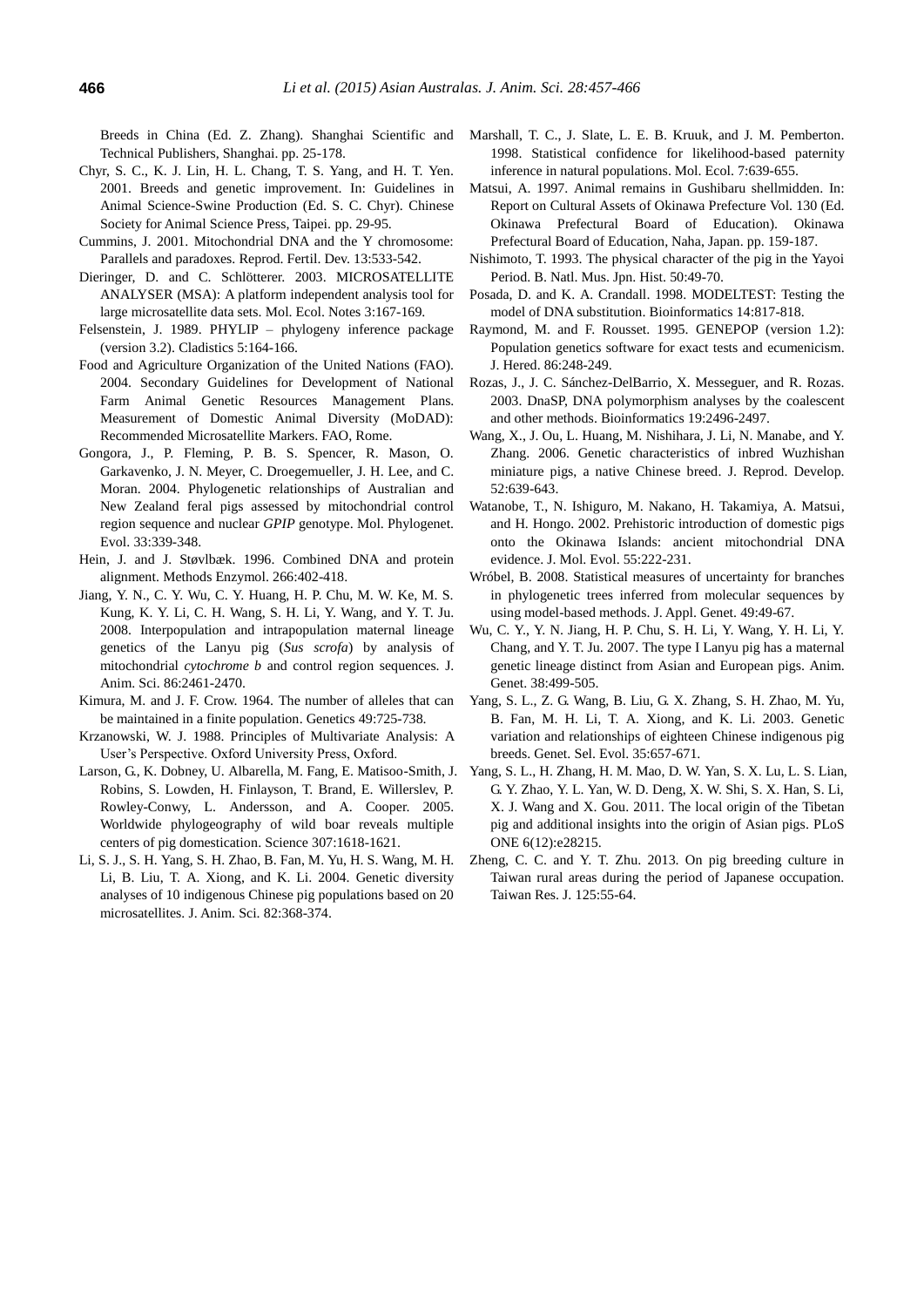Breeds in China (Ed. Z. Zhang). Shanghai Scientific and Technical Publishers, Shanghai. pp. 25-178.

Chyr, S. C., K. J. Lin, H. L. Chang, T. S. Yang, and H. T. Yen. 2001. Breeds and genetic improvement. In: Guidelines in Animal Science-Swine Production (Ed. S. C. Chyr). Chinese Society for Animal Science Press, Taipei. pp. 29-95.

Cummins, J. 2001. Mitochondrial DNA and the Y chromosome: Parallels and paradoxes. Reprod. Fertil. Dev. 13:533-542.

Dieringer, D. and C. Schlötterer. 2003. MICROSATELLITE ANALYSER (MSA): A platform independent analysis tool for large microsatellite data sets. Mol. Ecol. Notes 3:167-169.

Felsenstein, J. 1989. PHYLIP – phylogeny inference package (version 3.2). Cladistics 5:164-166.

Food and Agriculture Organization of the United Nations (FAO). 2004. Secondary Guidelines for Development of National Farm Animal Genetic Resources Management Plans. Measurement of Domestic Animal Diversity (MoDAD): Recommended Microsatellite Markers. FAO, Rome.

Gongora, J., P. Fleming, P. B. S. Spencer, R. Mason, O. Garkavenko, J. N. Meyer, C. Droegemueller, J. H. Lee, and C. Moran. 2004. Phylogenetic relationships of Australian and New Zealand feral pigs assessed by mitochondrial control region sequence and nuclear *GPIP* genotype. Mol. Phylogenet. Evol. 33:339-348.

Hein, J. and J. Støvlbæk. 1996. Combined DNA and protein alignment. Methods Enzymol. 266:402-418.

Jiang, Y. N., C. Y. Wu, C. Y. Huang, H. P. Chu, M. W. Ke, M. S. Kung, K. Y. Li, C. H. Wang, S. H. Li, Y. Wang, and Y. T. Ju. 2008. Interpopulation and intrapopulation maternal lineage genetics of the Lanyu pig (*Sus scrofa*) by analysis of mitochondrial *cytochrome b* and control region sequences. J. Anim. Sci. 86:2461-2470.

Kimura, M. and J. F. Crow. 1964. The number of alleles that can be maintained in a finite population. Genetics 49:725-738.

Krzanowski, W. J. 1988. Principles of Multivariate Analysis: A User's Perspective. Oxford University Press, Oxford.

Larson, G., K. Dobney, U. Albarella, M. Fang, E. Matisoo-Smith, J. Robins, S. Lowden, H. Finlayson, T. Brand, E. Willerslev, P. Rowley-Conwy, L. Andersson, and A. Cooper. 2005. Worldwide phylogeography of wild boar reveals multiple centers of pig domestication. Science 307:1618-1621.

Li, S. J., S. H. Yang, S. H. Zhao, B. Fan, M. Yu, H. S. Wang, M. H. Li, B. Liu, T. A. Xiong, and K. Li. 2004. Genetic diversity analyses of 10 indigenous Chinese pig populations based on 20 microsatellites. J. Anim. Sci. 82:368-374.

Marshall, T. C., J. Slate, L. E. B. Kruuk, and J. M. Pemberton. 1998. Statistical confidence for likelihood-based paternity inference in natural populations. Mol. Ecol. 7:639-655.

Matsui, A. 1997. Animal remains in Gushibaru shellmidden. In: Report on Cultural Assets of Okinawa Prefecture Vol. 130 (Ed. Okinawa Prefectural Board of Education). Okinawa Prefectural Board of Education, Naha, Japan. pp. 159-187.

Nishimoto, T. 1993. The physical character of the pig in the Yayoi Period. B. Natl. Mus. Jpn. Hist. 50:49-70.

Posada, D. and K. A. Crandall. 1998. MODELTEST: Testing the model of DNA substitution. Bioinformatics 14:817-818.

Raymond, M. and F. Rousset. 1995. GENEPOP (version 1.2): Population genetics software for exact tests and ecumenicism. J. Hered. 86:248-249.

Rozas, J., J. C. Sánchez-DelBarrio, X. Messeguer, and R. Rozas. 2003. DnaSP, DNA polymorphism analyses by the coalescent and other methods. Bioinformatics 19:2496-2497.

Wang, X., J. Ou, L. Huang, M. Nishihara, J. Li, N. Manabe, and Y. Zhang. 2006. Genetic characteristics of inbred Wuzhishan miniature pigs, a native Chinese breed. J. Reprod. Develop. 52:639-643.

Watanobe, T., N. Ishiguro, M. Nakano, H. Takamiya, A. Matsui, and H. Hongo. 2002. Prehistoric introduction of domestic pigs onto the Okinawa Islands: ancient mitochondrial DNA evidence. J. Mol. Evol. 55:222-231.

Wróbel, B. 2008. Statistical measures of uncertainty for branches in phylogenetic trees inferred from molecular sequences by using model-based methods. J. Appl. Genet. 49:49-67.

Wu, C. Y., Y. N. Jiang, H. P. Chu, S. H. Li, Y. Wang, Y. H. Li, Y. Chang, and Y. T. Ju. 2007. The type I Lanyu pig has a maternal genetic lineage distinct from Asian and European pigs. Anim. Genet. 38:499-505.

Yang, S. L., Z. G. Wang, B. Liu, G. X. Zhang, S. H. Zhao, M. Yu, B. Fan, M. H. Li, T. A. Xiong, and K. Li. 2003. Genetic variation and relationships of eighteen Chinese indigenous pig breeds. Genet. Sel. Evol. 35:657-671.

Yang, S. L., H. Zhang, H. M. Mao, D. W. Yan, S. X. Lu, L. S. Lian, G. Y. Zhao, Y. L. Yan, W. D. Deng, X. W. Shi, S. X. Han, S. Li, X. J. Wang and X. Gou. 2011. The local origin of the Tibetan pig and additional insights into the origin of Asian pigs. PLoS ONE 6(12):e28215.

Zheng, C. C. and Y. T. Zhu. 2013. On pig breeding culture in Taiwan rural areas during the period of Japanese occupation. Taiwan Res. J. 125:55-64.